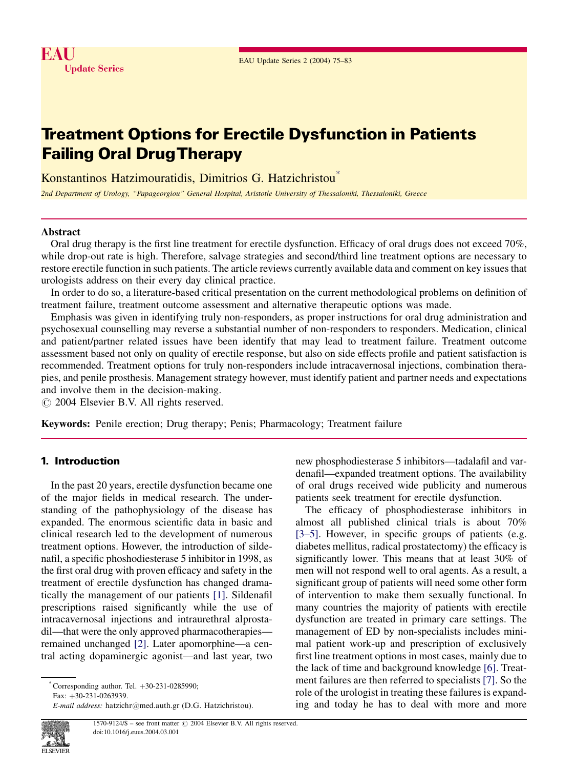# Treatment Options for Erectile Dysfunction in Patients Failing Oral Drug Therapy

Konstantinos Hatzimouratidis, Dimitrios G. Hatzichristou*

*2nd Department of Urology, "Papageorgiou" General Hospital, Aristotle University of Thessaloniki, Thessaloniki, Greece*

## Abstract

Oral drug therapy is the first line treatment for erectile dysfunction. Efficacy of oral drugs does not exceed 70%, while drop-out rate is high. Therefore, salvage strategies and second/third line treatment options are necessary to restore erectile function in such patients. The article reviews currently available data and comment on key issues that urologists address on their every day clinical practice.

In order to do so, a literature-based critical presentation on the current methodological problems on definition of treatment failure, treatment outcome assessment and alternative therapeutic options was made.

Emphasis was given in identifying truly non-responders, as proper instructions for oral drug administration and psychosexual counselling may reverse a substantial number of non-responders to responders. Medication, clinical and patient/partner related issues have been identify that may lead to treatment failure. Treatment outcome assessment based not only on quality of erectile response, but also on side effects profile and patient satisfaction is recommended. Treatment options for truly non-responders include intracavernosal injections, combination therapies, and penile prosthesis. Management strategy however, must identify patient and partner needs and expectations and involve them in the decision-making.

© 2004 Elsevier B.V. All rights reserved.

**Keywords:** Penile erection; Drug therapy; Penis; Pharmacology; Treatment failure

## 1. Introduction

In the past 20 years, erectile dysfunction became one of the major fields in medical research. The understanding of the pathophysiology of the disease has expanded. The enormous scientific data in basic and clinical research led to the development of numerous treatment options. However, the introduction of sildenafil, a specific phoshodiesterase 5 inhibitor in 1998, as the first oral drug with proven efficacy and safety in the treatment of erectile dysfunction has changed dramatically the management of our patients [1]. Sildenafil prescriptions raised significantly while the use of intracavernosal injections and intraurethral alprostadil—that were the only approved pharmacotherapies—remained unchanged [2]. Later apomorphine—a central acting dopaminergic agonist—and last year, two new phosphodiesterase 5 inhibitors—tadalafil and vardenafil—expanded treatment options. The availability of oral drugs received wide publicity and numerous patients seek treatment for erectile dysfunction.

The efficacy of phosphodiesterase inhibitors in almost all published clinical trials is about 70% [3–5]. However, in specific groups of patients (e.g. diabetes mellitus, radical prostatectomy) the efficacy is significantly lower. This means that at least 30% of men will not respond well to oral agents. As a result, a significant group of patients will need some other form of intervention to make them sexually functional. In many countries the majority of patients with erectile dysfunction are treated in primary care settings. The management of ED by non-specialists includes minimal patient work-up and prescription of exclusively first line treatment options in most cases, mainly due to the lack of time and background knowledge [6]. Treatment failures are then referred to specialists [7]. So the role of the urologist in treating these failures is expanding and today he has to deal with more and more

* Corresponding author. Tel. +30-231-0285990; Fax: +30-231-0263939.
*E-mail address:* hatzichr@med.auth.gr (D.G. Hatzichristou).

1570-9124/$ – see front matter © 2004 Elsevier B.V. All rights reserved.
doi:10.1016/j.euus.2004.03.001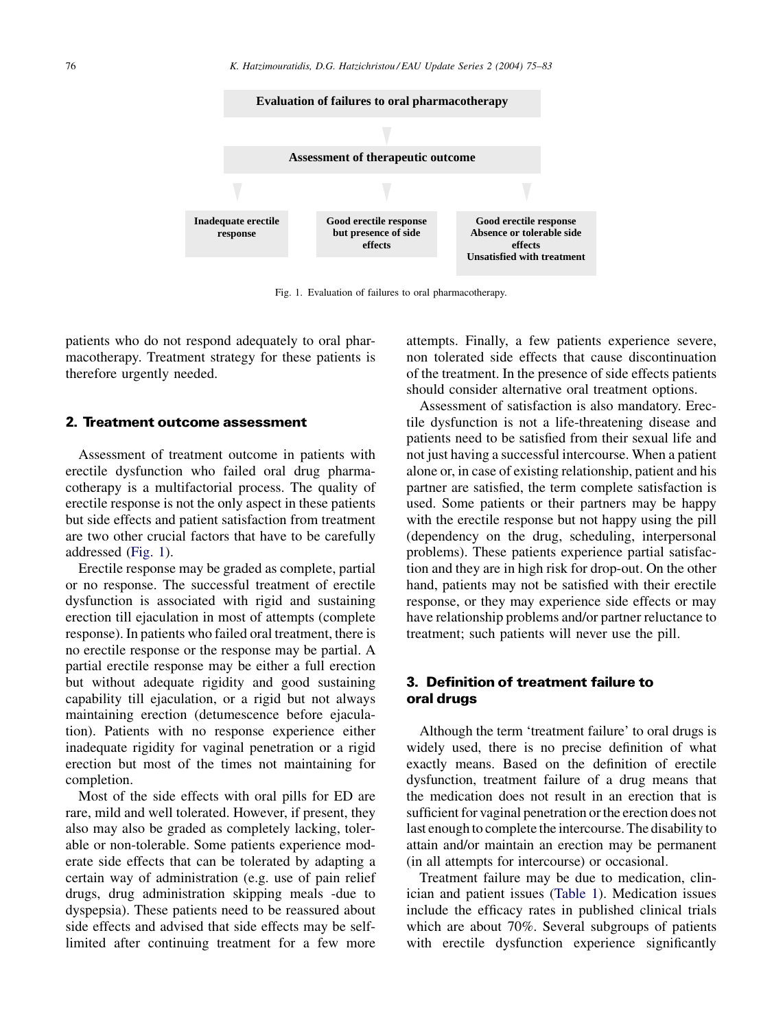Evaluation of failures to oral pharmacotherapy

Assessment of therapeutic outcome

Inadequate erectile response

Good erectile response but presence of side effects

Good erectile response
Absence or tolerable side effects
Unsatisfied with treatment

Fig. 1. Evaluation of failures to oral pharmacotherapy.

patients who do not respond adequately to oral pharmacotherapy. Treatment strategy for these patients is therefore urgently needed.

## 2. Treatment outcome assessment

Assessment of treatment outcome in patients with erectile dysfunction who failed oral drug pharmacotherapy is a multifactorial process. The quality of erectile response is not the only aspect in these patients but side effects and patient satisfaction from treatment are two other crucial factors that have to be carefully addressed (Fig. 1).

Erectile response may be graded as complete, partial or no response. The successful treatment of erectile dysfunction is associated with rigid and sustaining erection till ejaculation in most of attempts (complete response). In patients who failed oral treatment, there is no erectile response or the response may be partial. A partial erectile response may be either a full erection but without adequate rigidity and good sustaining capability till ejaculation, or a rigid but not always maintaining erection (detumescence before ejaculation). Patients with no response experience either inadequate rigidity for vaginal penetration or a rigid erection but most of the times not maintaining for completion.

Most of the side effects with oral pills for ED are rare, mild and well tolerated. However, if present, they also may also be graded as completely lacking, tolerable or non-tolerable. Some patients experience moderate side effects that can be tolerated by adapting a certain way of administration (e.g. use of pain relief drugs, drug administration skipping meals -due to dyspepsia). These patients need to be reassured about side effects and advised that side effects may be self-limited after continuing treatment for a few more attempts. Finally, a few patients experience severe, non tolerated side effects that cause discontinuation of the treatment. In the presence of side effects patients should consider alternative oral treatment options.

Assessment of satisfaction is also mandatory. Erectile dysfunction is not a life-threatening disease and patients need to be satisfied from their sexual life and not just having a successful intercourse. When a patient alone or, in case of existing relationship, patient and his partner are satisfied, the term complete satisfaction is used. Some patients or their partners may be happy with the erectile response but not happy using the pill (dependency on the drug, scheduling, interpersonal problems). These patients experience partial satisfaction and they are in high risk for drop-out. On the other hand, patients may not be satisfied with their erectile response, or they may experience side effects or may have relationship problems and/or partner reluctance to treatment; such patients will never use the pill.

## 3. Definition of treatment failure to oral drugs

Although the term 'treatment failure' to oral drugs is widely used, there is no precise definition of what exactly means. Based on the definition of erectile dysfunction, treatment failure of a drug means that the medication does not result in an erection that is sufficient for vaginal penetration or the erection does not last enough to complete the intercourse. The disability to attain and/or maintain an erection may be permanent (in all attempts for intercourse) or occasional.

Treatment failure may be due to medication, clinician and patient issues (Table 1). Medication issues include the efficacy rates in published clinical trials which are about 70%. Several subgroups of patients with erectile dysfunction experience significantly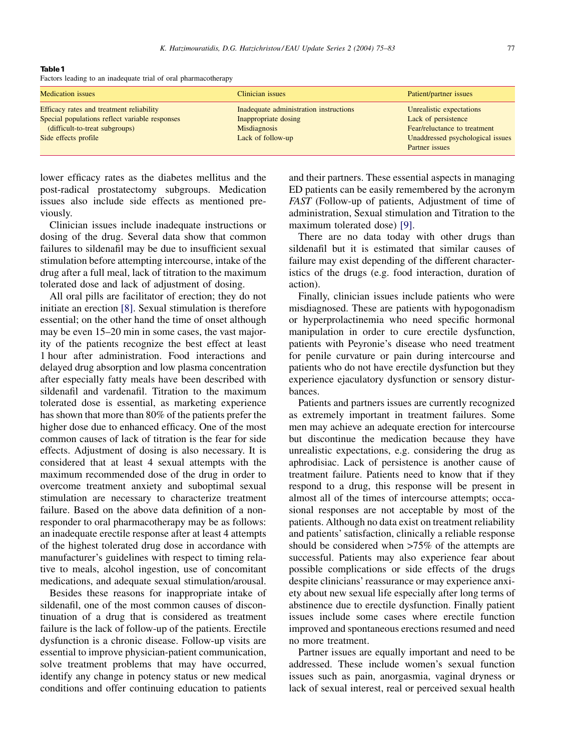**Table 1**
Factors leading to an inadequate trial of oral pharmacotherapy

| Medication issues | Clinician issues | Patient/partner issues |
| --- | --- | --- |
| Efficacy rates and treatment reliability | Inadequate administration instructions | Unrealistic expectations |
| Special populations reflect variable responses (difficult-to-treat subgroups) | Inappropriate dosing | Lack of persistence |
| | Misdiagnosis | Fear/reluctance to treatment |
| Side effects profile | Lack of follow-up | Unaddressed psychological issues |
| | | Partner issues |

lower efficacy rates as the diabetes mellitus and the post-radical prostatectomy subgroups. Medication issues also include side effects as mentioned previously.

Clinician issues include inadequate instructions or dosing of the drug. Several data show that common failures to sildenafil may be due to insufficient sexual stimulation before attempting intercourse, intake of the drug after a full meal, lack of titration to the maximum tolerated dose and lack of adjustment of dosing.

All oral pills are facilitator of erection; they do not initiate an erection [8]. Sexual stimulation is therefore essential; on the other hand the time of onset although may be even 15–20 min in some cases, the vast majority of the patients recognize the best effect at least 1 hour after administration. Food interactions and delayed drug absorption and low plasma concentration after especially fatty meals have been described with sildenafil and vardenafil. Titration to the maximum tolerated dose is essential, as marketing experience has shown that more than 80% of the patients prefer the higher dose due to enhanced efficacy. One of the most common causes of lack of titration is the fear for side effects. Adjustment of dosing is also necessary. It is considered that at least 4 sexual attempts with the maximum recommended dose of the drug in order to overcome treatment anxiety and suboptimal sexual stimulation are necessary to characterize treatment failure. Based on the above data definition of a non-responder to oral pharmacotherapy may be as follows: an inadequate erectile response after at least 4 attempts of the highest tolerated drug dose in accordance with manufacturer's guidelines with respect to timing relative to meals, alcohol ingestion, use of concomitant medications, and adequate sexual stimulation/arousal.

Besides these reasons for inappropriate intake of sildenafil, one of the most common causes of discontinuation of a drug that is considered as treatment failure is the lack of follow-up of the patients. Erectile dysfunction is a chronic disease. Follow-up visits are essential to improve physician-patient communication, solve treatment problems that may have occurred, identify any change in potency status or new medical conditions and offer continuing education to patients and their partners. These essential aspects in managing ED patients can be easily remembered by the acronym *FAST* (Follow-up of patients, Adjustment of time of administration, Sexual stimulation and Titration to the maximum tolerated dose) [9].

There are no data today with other drugs than sildenafil but it is estimated that similar causes of failure may exist depending of the different characteristics of the drugs (e.g. food interaction, duration of action).

Finally, clinician issues include patients who were misdiagnosed. These are patients with hypogonadism or hyperprolactinemia who need specific hormonal manipulation in order to cure erectile dysfunction, patients with Peyronie's disease who need treatment for penile curvature or pain during intercourse and patients who do not have erectile dysfunction but they experience ejaculatory dysfunction or sensory disturbances.

Patients and partners issues are currently recognized as extremely important in treatment failures. Some men may achieve an adequate erection for intercourse but discontinue the medication because they have unrealistic expectations, e.g. considering the drug as aphrodisiac. Lack of persistence is another cause of treatment failure. Patients need to know that if they respond to a drug, this response will be present in almost all of the times of intercourse attempts; occasional responses are not acceptable by most of the patients. Although no data exist on treatment reliability and patients' satisfaction, clinically a reliable response should be considered when >75% of the attempts are successful. Patients may also experience fear about possible complications or side effects of the drugs despite clinicians' reassurance or may experience anxiety about new sexual life especially after long terms of abstinence due to erectile dysfunction. Finally patient issues include some cases where erectile function improved and spontaneous erections resumed and need no more treatment.

Partner issues are equally important and need to be addressed. These include women's sexual function issues such as pain, anorgasmia, vaginal dryness or lack of sexual interest, real or perceived sexual health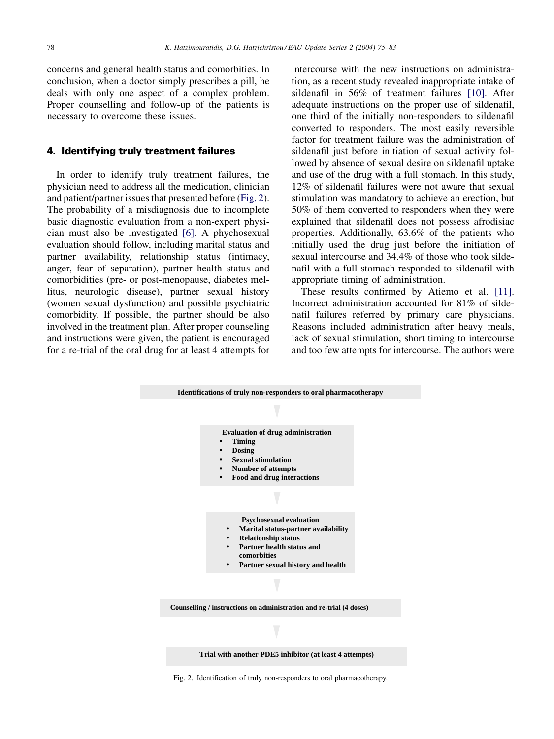concerns and general health status and comorbities. In conclusion, when a doctor simply prescribes a pill, he deals with only one aspect of a complex problem. Proper counselling and follow-up of the patients is necessary to overcome these issues.

## 4. Identifying truly treatment failures

In order to identify truly treatment failures, the physician need to address all the medication, clinician and patient/partner issues that presented before (Fig. 2). The probability of a misdiagnosis due to incomplete basic diagnostic evaluation from a non-expert physician must also be investigated [6]. A phychosexual evaluation should follow, including marital status and partner availability, relationship status (intimacy, anger, fear of separation), partner health status and comorbidities (pre- or post-menopause, diabetes mellitus, neurologic disease), partner sexual history (women sexual dysfunction) and possible psychiatric comorbidity. If possible, the partner should be also involved in the treatment plan. After proper counseling and instructions were given, the patient is encouraged for a re-trial of the oral drug for at least 4 attempts for intercourse with the new instructions on administration, as a recent study revealed inappropriate intake of sildenafil in 56% of treatment failures [10]. After adequate instructions on the proper use of sildenafil, one third of the initially non-responders to sildenafil converted to responders. The most easily reversible factor for treatment failure was the administration of sildenafil just before initiation of sexual activity followed by absence of sexual desire on sildenafil uptake and use of the drug with a full stomach. In this study, 12% of sildenafil failures were not aware that sexual stimulation was mandatory to achieve an erection, but 50% of them converted to responders when they were explained that sildenafil does not possess afrodisiac properties. Additionally, 63.6% of the patients who initially used the drug just before the initiation of sexual intercourse and 34.4% of those who took sildenafil with a full stomach responded to sildenafil with appropriate timing of administration.

These results confirmed by Atiemo et al. [11]. Incorrect administration accounted for 81% of sildenafil failures referred by primary care physicians. Reasons included administration after heavy meals, lack of sexual stimulation, short timing to intercourse and too few attempts for intercourse. The authors were

**Identifications of truly non-responders to oral pharmacotherapy**

↓

**Evaluation of drug administration**
- **Timing**
- **Dosing**
- **Sexual stimulation**
- **Number of attempts**
- **Food and drug interactions**

↓

**Psychosexual evaluation**
- **Marital status-partner availability**
- **Relationship status**
- **Partner health status and comorbities**
- **Partner sexual history and health**

↓

**Counselling / instructions on administration and re-trial (4 doses)**

↓

**Trial with another PDE5 inhibitor (at least 4 attempts)**

Fig. 2. Identification of truly non-responders to oral pharmacotherapy.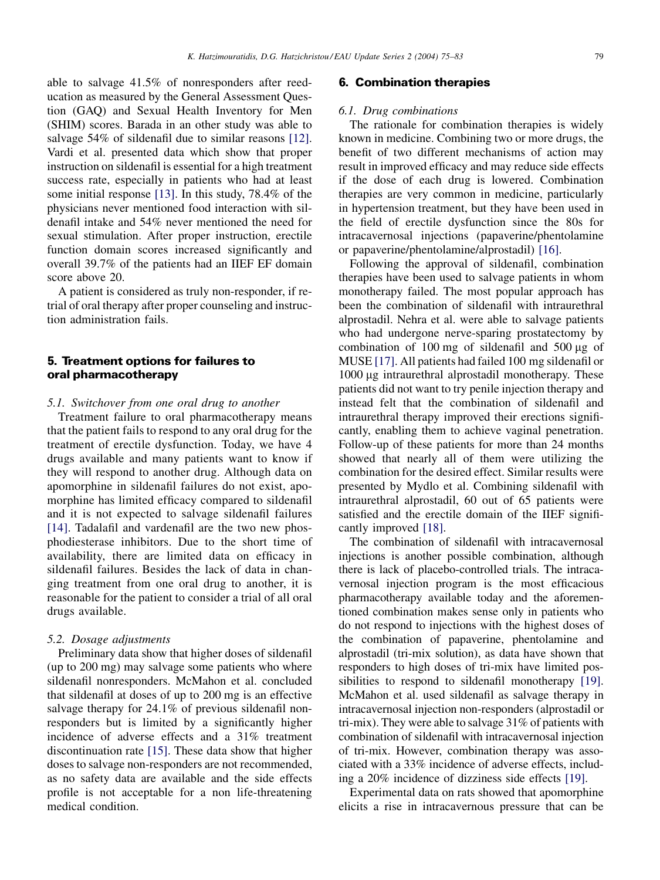able to salvage 41.5% of nonresponders after reeducation as measured by the General Assessment Question (GAQ) and Sexual Health Inventory for Men (SHIM) scores. Barada in an other study was able to salvage 54% of sildenafil due to similar reasons [12]. Vardi et al. presented data which show that proper instruction on sildenafil is essential for a high treatment success rate, especially in patients who had at least some initial response [13]. In this study, 78.4% of the physicians never mentioned food interaction with sildenafil intake and 54% never mentioned the need for sexual stimulation. After proper instruction, erectile function domain scores increased significantly and overall 39.7% of the patients had an IIEF EF domain score above 20.

A patient is considered as truly non-responder, if retrial of oral therapy after proper counseling and instruction administration fails.

## 5. Treatment options for failures to oral pharmacotherapy

### 5.1. Switchover from one oral drug to another

Treatment failure to oral pharmacotherapy means that the patient fails to respond to any oral drug for the treatment of erectile dysfunction. Today, we have 4 drugs available and many patients want to know if they will respond to another drug. Although data on apomorphine in sildenafil failures do not exist, apomorphine has limited efficacy compared to sildenafil and it is not expected to salvage sildenafil failures [14]. Tadalafil and vardenafil are the two new phosphodiesterase inhibitors. Due to the short time of availability, there are limited data on efficacy in sildenafil failures. Besides the lack of data in changing treatment from one oral drug to another, it is reasonable for the patient to consider a trial of all oral drugs available.

### 5.2. Dosage adjustments

Preliminary data show that higher doses of sildenafil (up to 200 mg) may salvage some patients who where sildenafil nonresponders. McMahon et al. concluded that sildenafil at doses of up to 200 mg is an effective salvage therapy for 24.1% of previous sildenafil nonresponders but is limited by a significantly higher incidence of adverse effects and a 31% treatment discontinuation rate [15]. These data show that higher doses to salvage non-responders are not recommended, as no safety data are available and the side effects profile is not acceptable for a non life-threatening medical condition.

## 6. Combination therapies

### 6.1. Drug combinations

The rationale for combination therapies is widely known in medicine. Combining two or more drugs, the benefit of two different mechanisms of action may result in improved efficacy and may reduce side effects if the dose of each drug is lowered. Combination therapies are very common in medicine, particularly in hypertension treatment, but they have been used in the field of erectile dysfunction since the 80s for intracavernosal injections (papaverine/phentolamine or papaverine/phentolamine/alprostadil) [16].

Following the approval of sildenafil, combination therapies have been used to salvage patients in whom monotherapy failed. The most popular approach has been the combination of sildenafil with intraurethral alprostadil. Nehra et al. were able to salvage patients who had undergone nerve-sparing prostatectomy by combination of 100 mg of sildenafil and 500 μg of MUSE [17]. All patients had failed 100 mg sildenafil or 1000 μg intraurethral alprostadil monotherapy. These patients did not want to try penile injection therapy and instead felt that the combination of sildenafil and intraurethral therapy improved their erections significantly, enabling them to achieve vaginal penetration. Follow-up of these patients for more than 24 months showed that nearly all of them were utilizing the combination for the desired effect. Similar results were presented by Mydlo et al. Combining sildenafil with intraurethral alprostadil, 60 out of 65 patients were satisfied and the erectile domain of the IIEF significantly improved [18].

The combination of sildenafil with intracavernosal injections is another possible combination, although there is lack of placebo-controlled trials. The intracavernosal injection program is the most efficacious pharmacotherapy available today and the aforementioned combination makes sense only in patients who do not respond to injections with the highest doses of the combination of papaverine, phentolamine and alprostadil (tri-mix solution), as data have shown that responders to high doses of tri-mix have limited possibilities to respond to sildenafil monotherapy [19]. McMahon et al. used sildenafil as salvage therapy in intracavernosal injection non-responders (alprostadil or tri-mix). They were able to salvage 31% of patients with combination of sildenafil with intracavernosal injection of tri-mix. However, combination therapy was associated with a 33% incidence of adverse effects, including a 20% incidence of dizziness side effects [19].

Experimental data on rats showed that apomorphine elicits a rise in intracavernous pressure that can be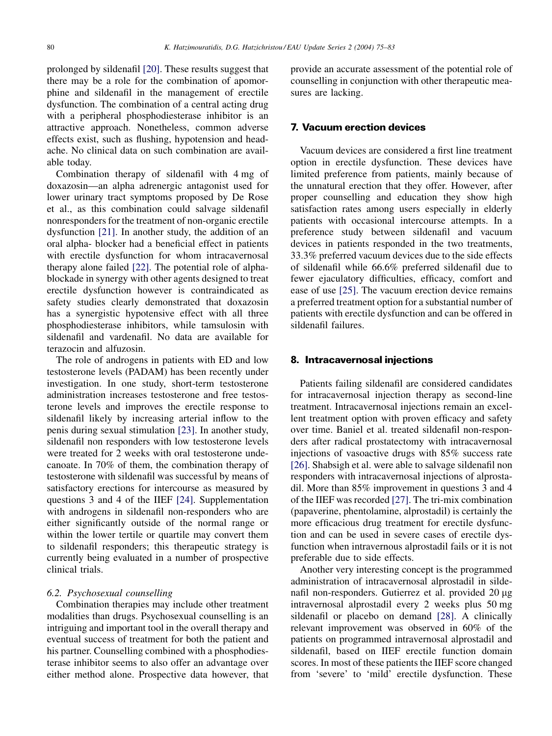prolonged by sildenafil [20]. These results suggest that there may be a role for the combination of apomorphine and sildenafil in the management of erectile dysfunction. The combination of a central acting drug with a peripheral phosphodiesterase inhibitor is an attractive approach. Nonetheless, common adverse effects exist, such as flushing, hypotension and headache. No clinical data on such combination are available today.

Combination therapy of sildenafil with 4 mg of doxazosin—an alpha adrenergic antagonist used for lower urinary tract symptoms proposed by De Rose et al., as this combination could salvage sildenafil nonresponders for the treatment of non-organic erectile dysfunction [21]. In another study, the addition of an oral alpha- blocker had a beneficial effect in patients with erectile dysfunction for whom intracavernosal therapy alone failed [22]. The potential role of alpha-blockade in synergy with other agents designed to treat erectile dysfunction however is contraindicated as safety studies clearly demonstrated that doxazosin has a synergistic hypotensive effect with all three phosphodiesterase inhibitors, while tamsulosin with sildenafil and vardenafil. No data are available for terazocin and alfuzosin.

The role of androgens in patients with ED and low testosterone levels (PADAM) has been recently under investigation. In one study, short-term testosterone administration increases testosterone and free testosterone levels and improves the erectile response to sildenafil likely by increasing arterial inflow to the penis during sexual stimulation [23]. In another study, sildenafil non responders with low testosterone levels were treated for 2 weeks with oral testosterone undecanoate. In 70% of them, the combination therapy of testosterone with sildenafil was successful by means of satisfactory erections for intercourse as measured by questions 3 and 4 of the IIEF [24]. Supplementation with androgens in sildenafil non-responders who are either significantly outside of the normal range or within the lower tertile or quartile may convert them to sildenafil responders; this therapeutic strategy is currently being evaluated in a number of prospective clinical trials.

### *6.2. Psychosexual counselling*

Combination therapies may include other treatment modalities than drugs. Psychosexual counselling is an intriguing and important tool in the overall therapy and eventual success of treatment for both the patient and his partner. Counselling combined with a phosphodiesterase inhibitor seems to also offer an advantage over either method alone. Prospective data however, that provide an accurate assessment of the potential role of counselling in conjunction with other therapeutic measures are lacking.

## 7. Vacuum erection devices

Vacuum devices are considered a first line treatment option in erectile dysfunction. These devices have limited preference from patients, mainly because of the unnatural erection that they offer. However, after proper counselling and education they show high satisfaction rates among users especially in elderly patients with occasional intercourse attempts. In a preference study between sildenafil and vacuum devices in patients responded in the two treatments, 33.3% preferred vacuum devices due to the side effects of sildenafil while 66.6% preferred sildenafil due to fewer ejaculatory difficulties, efficacy, comfort and ease of use [25]. The vacuum erection device remains a preferred treatment option for a substantial number of patients with erectile dysfunction and can be offered in sildenafil failures.

## 8. Intracavernosal injections

Patients failing sildenafil are considered candidates for intracavernosal injection therapy as second-line treatment. Intracavernosal injections remain an excellent treatment option with proven efficacy and safety over time. Baniel et al. treated sildenafil non-responders after radical prostatectomy with intracavernosal injections of vasoactive drugs with 85% success rate [26]. Shabsigh et al. were able to salvage sildenafil non responders with intracavernosal injections of alprostadil. More than 85% improvement in questions 3 and 4 of the IIEF was recorded [27]. The tri-mix combination (papaverine, phentolamine, alprostadil) is certainly the more efficacious drug treatment for erectile dysfunction and can be used in severe cases of erectile dysfunction when intravernous alprostadil fails or it is not preferable due to side effects.

Another very interesting concept is the programmed administration of intracavernosal alprostadil in sildenafil non-responders. Gutierrez et al. provided 20 μg intravernosal alprostadil every 2 weeks plus 50 mg sildenafil or placebo on demand [28]. A clinically relevant improvement was observed in 60% of the patients on programmed intravernosal alprostadil and sildenafil, based on IIEF erectile function domain scores. In most of these patients the IIEF score changed from 'severe' to 'mild' erectile dysfunction. These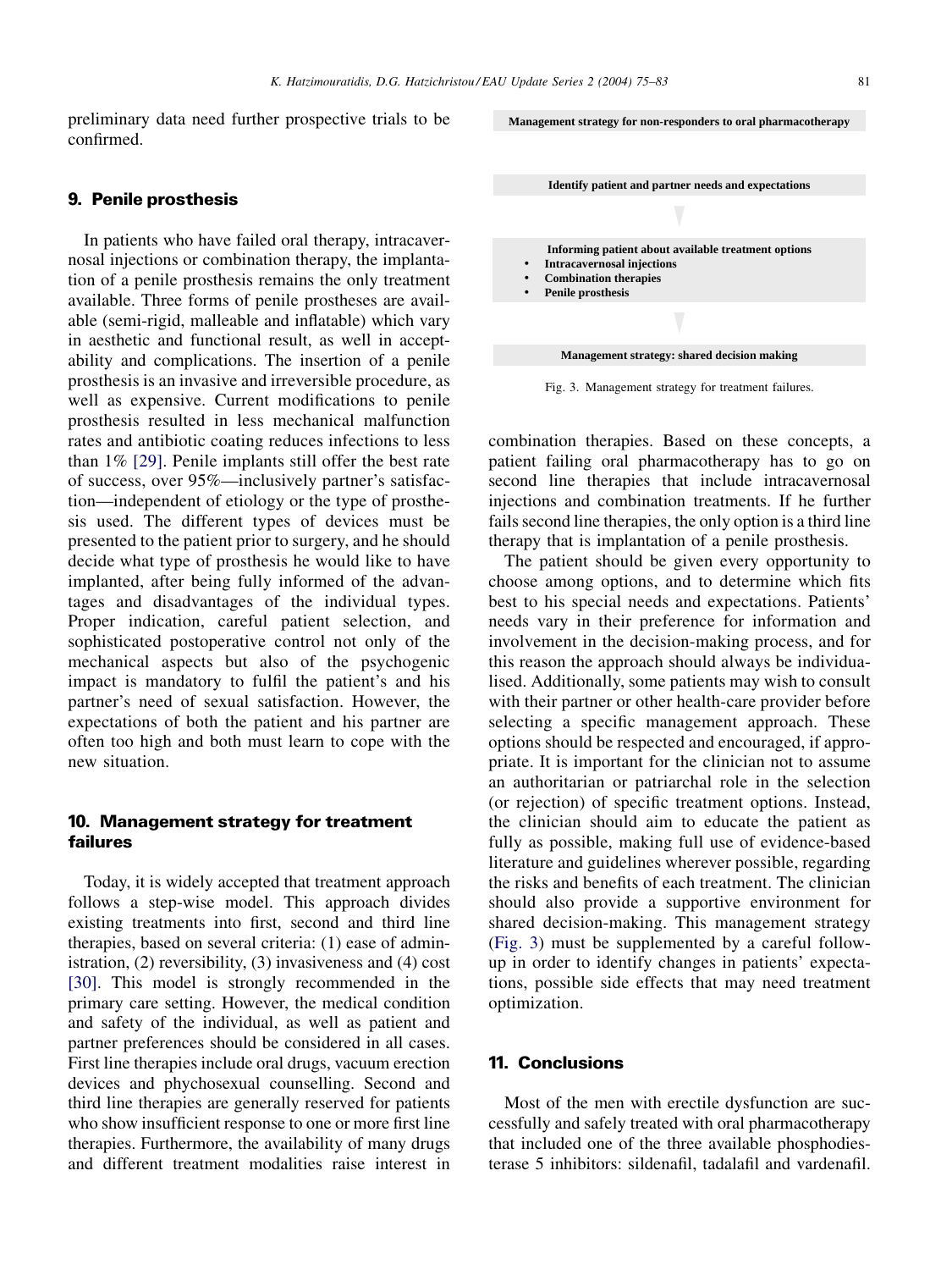preliminary data need further prospective trials to be confirmed.

## 9. Penile prosthesis

In patients who have failed oral therapy, intracavernosal injections or combination therapy, the implantation of a penile prosthesis remains the only treatment available. Three forms of penile prostheses are available (semi-rigid, malleable and inflatable) which vary in aesthetic and functional result, as well in acceptability and complications. The insertion of a penile prosthesis is an invasive and irreversible procedure, as well as expensive. Current modifications to penile prosthesis resulted in less mechanical malfunction rates and antibiotic coating reduces infections to less than 1% [29]. Penile implants still offer the best rate of success, over 95%—inclusively partner's satisfaction—independent of etiology or the type of prosthesis used. The different types of devices must be presented to the patient prior to surgery, and he should decide what type of prosthesis he would like to have implanted, after being fully informed of the advantages and disadvantages of the individual types. Proper indication, careful patient selection, and sophisticated postoperative control not only of the mechanical aspects but also of the psychogenic impact is mandatory to fulfil the patient's and his partner's need of sexual satisfaction. However, the expectations of both the patient and his partner are often too high and both must learn to cope with the new situation.

## 10. Management strategy for treatment failures

Today, it is widely accepted that treatment approach follows a step-wise model. This approach divides existing treatments into first, second and third line therapies, based on several criteria: (1) ease of administration, (2) reversibility, (3) invasiveness and (4) cost [30]. This model is strongly recommended in the primary care setting. However, the medical condition and safety of the individual, as well as patient and partner preferences should be considered in all cases. First line therapies include oral drugs, vacuum erection devices and phychosexual counselling. Second and third line therapies are generally reserved for patients who show insufficient response to one or more first line therapies. Furthermore, the availability of many drugs and different treatment modalities raise interest in combination therapies. Based on these concepts, a patient failing oral pharmacotherapy has to go on second line therapies that include intracavernosal injections and combination treatments. If he further fails second line therapies, the only option is a third line therapy that is implantation of a penile prosthesis.

**Management strategy for non-responders to oral pharmacotherapy**

**Identify patient and partner needs and expectations**

**Informing patient about available treatment options**
- **Intracavernosal injections**
- **Combination therapies**
- **Penile prosthesis**

**Management strategy: shared decision making**

Fig. 3. Management strategy for treatment failures.

The patient should be given every opportunity to choose among options, and to determine which fits best to his special needs and expectations. Patients' needs vary in their preference for information and involvement in the decision-making process, and for this reason the approach should always be individualised. Additionally, some patients may wish to consult with their partner or other health-care provider before selecting a specific management approach. These options should be respected and encouraged, if appropriate. It is important for the clinician not to assume an authoritarian or patriarchal role in the selection (or rejection) of specific treatment options. Instead, the clinician should aim to educate the patient as fully as possible, making full use of evidence-based literature and guidelines wherever possible, regarding the risks and benefits of each treatment. The clinician should also provide a supportive environment for shared decision-making. This management strategy (Fig. 3) must be supplemented by a careful follow-up in order to identify changes in patients' expectations, possible side effects that may need treatment optimization.

## 11. Conclusions

Most of the men with erectile dysfunction are successfully and safely treated with oral pharmacotherapy that included one of the three available phosphodiesterase 5 inhibitors: sildenafil, tadalafil and vardenafil.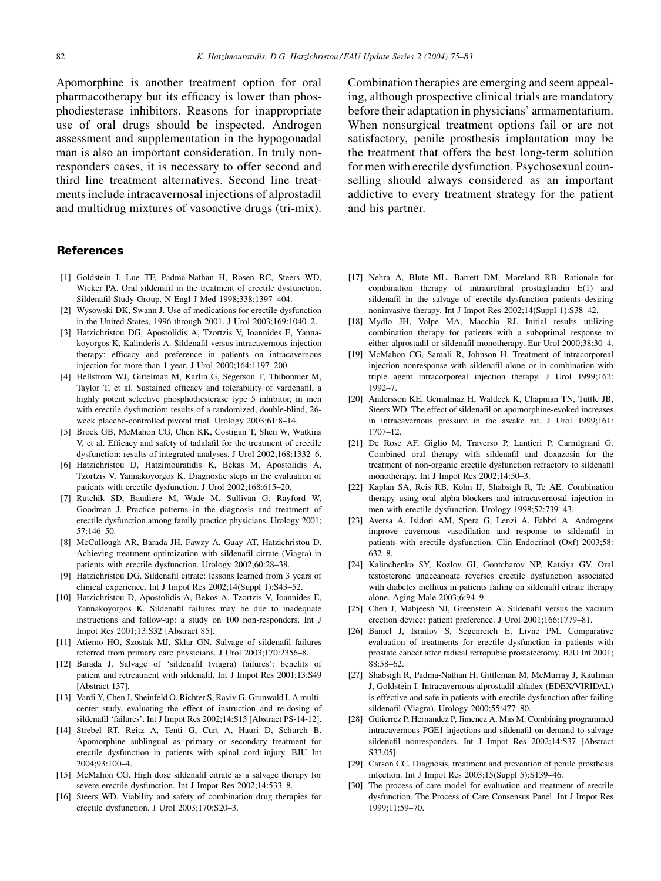Apomorphine is another treatment option for oral pharmacotherapy but its efficacy is lower than phosphodiesterase inhibitors. Reasons for inappropriate use of oral drugs should be inspected. Androgen assessment and supplementation in the hypogonadal man is also an important consideration. In truly non-responders cases, it is necessary to offer second and third line treatment alternatives. Second line treatments include intracavernosal injections of alprostadil and multidrug mixtures of vasoactive drugs (tri-mix). Combination therapies are emerging and seem appealing, although prospective clinical trials are mandatory before their adaptation in physicians' armamentarium. When nonsurgical treatment options fail or are not satisfactory, penile prosthesis implantation may be the treatment that offers the best long-term solution for men with erectile dysfunction. Psychosexual counselling should always considered as an important addictive to every treatment strategy for the patient and his partner.

## References

[1] Goldstein I, Lue TF, Padma-Nathan H, Rosen RC, Steers WD, Wicker PA. Oral sildenafil in the treatment of erectile dysfunction. Sildenafil Study Group. N Engl J Med 1998;338:1397–404.

[2] Wysowski DK, Swann J. Use of medications for erectile dysfunction in the United States, 1996 through 2001. J Urol 2003;169:1040–2.

[3] Hatzichristou DG, Apostolidis A, Tzortzis V, Ioannides E, Yannakoyorgos K, Kalinderis A. Sildenafil versus intracavernous injection therapy: efficacy and preference in patients on intracavernous injection for more than 1 year. J Urol 2000;164:1197–200.

[4] Hellstrom WJ, Gittelman M, Karlin G, Segerson T, Thibonnier M, Taylor T, et al. Sustained efficacy and tolerability of vardenafil, a highly potent selective phosphodiesterase type 5 inhibitor, in men with erectile dysfunction: results of a randomized, double-blind, 26-week placebo-controlled pivotal trial. Urology 2003;61:8–14.

[5] Brock GB, McMahon CG, Chen KK, Costigan T, Shen W, Watkins V, et al. Efficacy and safety of tadalafil for the treatment of erectile dysfunction: results of integrated analyses. J Urol 2002;168:1332–6.

[6] Hatzichristou D, Hatzimouratidis K, Bekas M, Apostolidis A, Tzortzis V, Yannakoyorgos K. Diagnostic steps in the evaluation of patients with erectile dysfunction. J Urol 2002;168:615–20.

[7] Rutchik SD, Baudiere M, Wade M, Sullivan G, Rayford W, Goodman J. Practice patterns in the diagnosis and treatment of erectile dysfunction among family practice physicians. Urology 2001; 57:146–50.

[8] McCullough AR, Barada JH, Fawzy A, Guay AT, Hatzichristou D. Achieving treatment optimization with sildenafil citrate (Viagra) in patients with erectile dysfunction. Urology 2002;60:28–38.

[9] Hatzichristou DG. Sildenafil citrate: lessons learned from 3 years of clinical experience. Int J Impot Res 2002;14(Suppl 1):S43–52.

[10] Hatzichristou D, Apostolidis A, Bekos A, Tzortzis V, Ioannides E, Yannakoyorgos K. Sildenafil failures may be due to inadequate instructions and follow-up: a study on 100 non-responders. Int J Impot Res 2001;13:S32 [Abstract 85].

[11] Atiemo HO, Szostak MJ, Sklar GN. Salvage of sildenafil failures referred from primary care physicians. J Urol 2003;170:2356–8.

[12] Barada J. Salvage of 'sildenafil (viagra) failures': benefits of patient and retreatment with sildenafil. Int J Impot Res 2001;13:S49 [Abstract 137].

[13] Vardi Y, Chen J, Sheinfeld O, Richter S, Raviv G, Grunwald I. A multicenter study, evaluating the effect of instruction and re-dosing of sildenafil 'failures'. Int J Impot Res 2002;14:S15 [Abstract PS-14-12].

[14] Strebel RT, Reitz A, Tenti G, Curt A, Hauri D, Schurch B. Apomorphine sublingual as primary or secondary treatment for erectile dysfunction in patients with spinal cord injury. BJU Int 2004;93:100–4.

[15] McMahon CG. High dose sildenafil citrate as a salvage therapy for severe erectile dysfunction. Int J Impot Res 2002;14:533–8.

[16] Steers WD. Viability and safety of combination drug therapies for erectile dysfunction. J Urol 2003;170:S20–3.

[17] Nehra A, Blute ML, Barrett DM, Moreland RB. Rationale for combination therapy of intraurethral prostaglandin E(1) and sildenafil in the salvage of erectile dysfunction patients desiring noninvasive therapy. Int J Impot Res 2002;14(Suppl 1):S38–42.

[18] Mydlo JH, Volpe MA, Macchia RJ. Initial results utilizing combination therapy for patients with a suboptimal response to either alprostadil or sildenafil monotherapy. Eur Urol 2000;38:30–4.

[19] McMahon CG, Samali R, Johnson H. Treatment of intracorporeal injection nonresponse with sildenafil alone or in combination with triple agent intracorporeal injection therapy. J Urol 1999;162: 1992–7.

[20] Andersson KE, Gemalmaz H, Waldeck K, Chapman TN, Tuttle JB, Steers WD. The effect of sildenafil on apomorphine-evoked increases in intracavernous pressure in the awake rat. J Urol 1999;161: 1707–12.

[21] De Rose AF, Giglio M, Traverso P, Lantieri P, Carmignani G. Combined oral therapy with sildenafil and doxazosin for the treatment of non-organic erectile dysfunction refractory to sildenafil monotherapy. Int J Impot Res 2002;14:50–3.

[22] Kaplan SA, Reis RB, Kohn IJ, Shabsigh R, Te AE. Combination therapy using oral alpha-blockers and intracavernosal injection in men with erectile dysfunction. Urology 1998;52:739–43.

[23] Aversa A, Isidori AM, Spera G, Lenzi A, Fabbri A. Androgens improve cavernous vasodilation and response to sildenafil in patients with erectile dysfunction. Clin Endocrinol (Oxf) 2003;58: 632–8.

[24] Kalinchenko SY, Kozlov GI, Gontcharov NP, Katsiya GV. Oral testosterone undecanoate reverses erectile dysfunction associated with diabetes mellitus in patients failing on sildenafil citrate therapy alone. Aging Male 2003;6:94–9.

[25] Chen J, Mabjeesh NJ, Greenstein A. Sildenafil versus the vacuum erection device: patient preference. J Urol 2001;166:1779–81.

[26] Baniel J, Israilov S, Segenreich E, Livne PM. Comparative evaluation of treatments for erectile dysfunction in patients with prostate cancer after radical retropubic prostatectomy. BJU Int 2001; 88:58–62.

[27] Shabsigh R, Padma-Nathan H, Gittleman M, McMurray J, Kaufman J, Goldstein I. Intracavernous alprostadil alfadex (EDEX/VIRIDAL) is effective and safe in patients with erectile dysfunction after failing sildenafil (Viagra). Urology 2000;55:477–80.

[28] Gutierrez P, Hernandez P, Jimenez A, Mas M. Combining programmed intracavernous PGE1 injections and sildenafil on demand to salvage sildenafil nonresponders. Int J Impot Res 2002;14:S37 [Abstract S33.05].

[29] Carson CC. Diagnosis, treatment and prevention of penile prosthesis infection. Int J Impot Res 2003;15(Suppl 5):S139–46.

[30] The process of care model for evaluation and treatment of erectile dysfunction. The Process of Care Consensus Panel. Int J Impot Res 1999;11:59–70.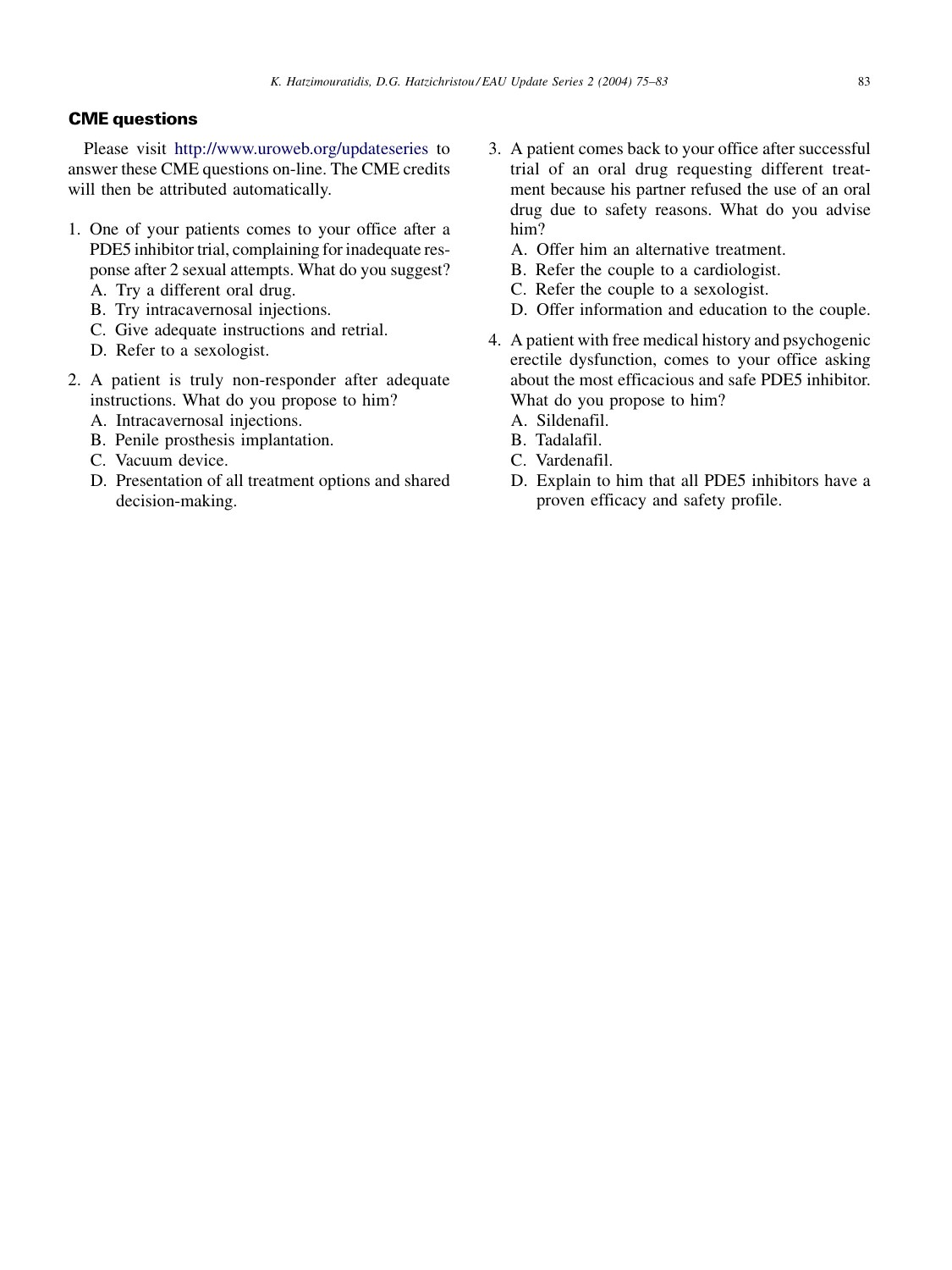## CME questions

Please visit http://www.uroweb.org/updateseries to answer these CME questions on-line. The CME credits will then be attributed automatically.

1. One of your patients comes to your office after a PDE5 inhibitor trial, complaining for inadequate response after 2 sexual attempts. What do you suggest?
   A. Try a different oral drug.
   B. Try intracavernosal injections.
   C. Give adequate instructions and retrial.
   D. Refer to a sexologist.

2. A patient is truly non-responder after adequate instructions. What do you propose to him?
   A. Intracavernosal injections.
   B. Penile prosthesis implantation.
   C. Vacuum device.
   D. Presentation of all treatment options and shared decision-making.

3. A patient comes back to your office after successful trial of an oral drug requesting different treatment because his partner refused the use of an oral drug due to safety reasons. What do you advise him?
   A. Offer him an alternative treatment.
   B. Refer the couple to a cardiologist.
   C. Refer the couple to a sexologist.
   D. Offer information and education to the couple.

4. A patient with free medical history and psychogenic erectile dysfunction, comes to your office asking about the most efficacious and safe PDE5 inhibitor. What do you propose to him?
   A. Sildenafil.
   B. Tadalafil.
   C. Vardenafil.
   D. Explain to him that all PDE5 inhibitors have a proven efficacy and safety profile.